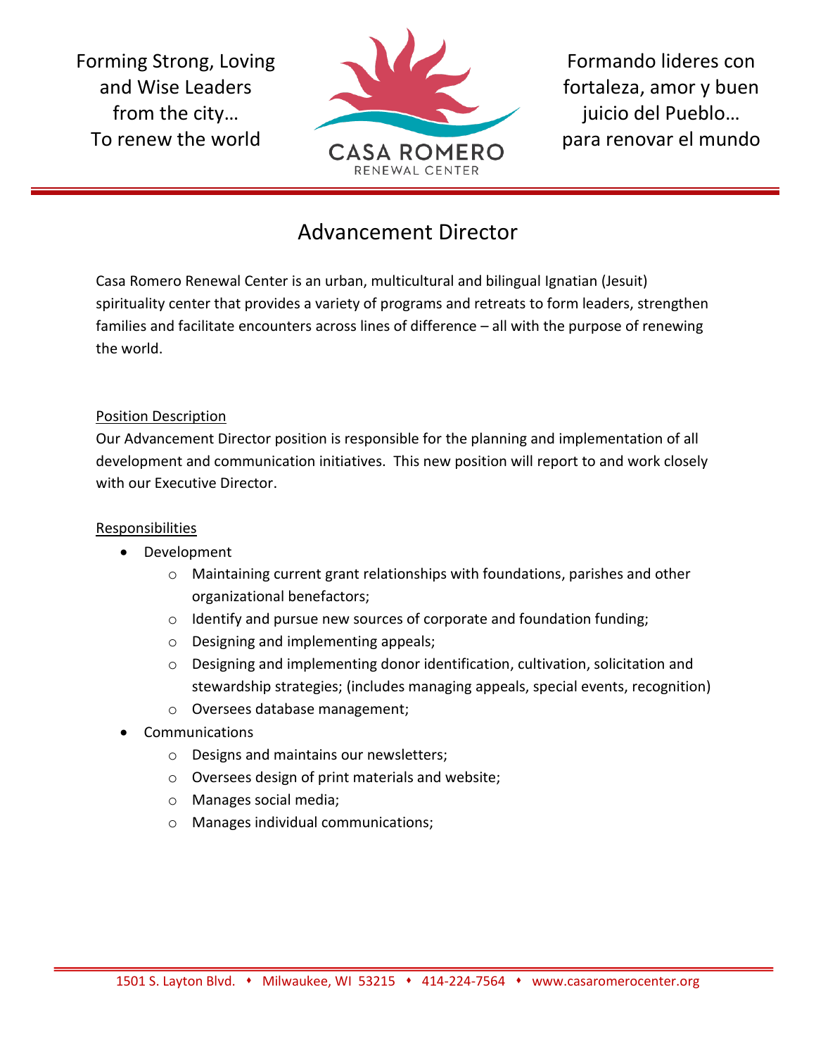Forming Strong, Loving and Wise Leaders from the city… To renew the world

CASA ROMERO
RENEWAL CENTER

Formando lideres con fortaleza, amor y buen juicio del Pueblo… para renovar el mundo

# Advancement Director

Casa Romero Renewal Center is an urban, multicultural and bilingual Ignatian (Jesuit) spirituality center that provides a variety of programs and retreats to form leaders, strengthen families and facilitate encounters across lines of difference – all with the purpose of renewing the world.

## Position Description

Our Advancement Director position is responsible for the planning and implementation of all development and communication initiatives. This new position will report to and work closely with our Executive Director.

## Responsibilities

- Development
  - Maintaining current grant relationships with foundations, parishes and other organizational benefactors;
  - Identify and pursue new sources of corporate and foundation funding;
  - Designing and implementing appeals;
  - Designing and implementing donor identification, cultivation, solicitation and stewardship strategies; (includes managing appeals, special events, recognition)
  - Oversees database management;
- Communications
  - Designs and maintains our newsletters;
  - Oversees design of print materials and website;
  - Manages social media;
  - Manages individual communications;

1501 S. Layton Blvd. ♦ Milwaukee, WI 53215 ♦ 414-224-7564 ♦ www.casaromerocenter.org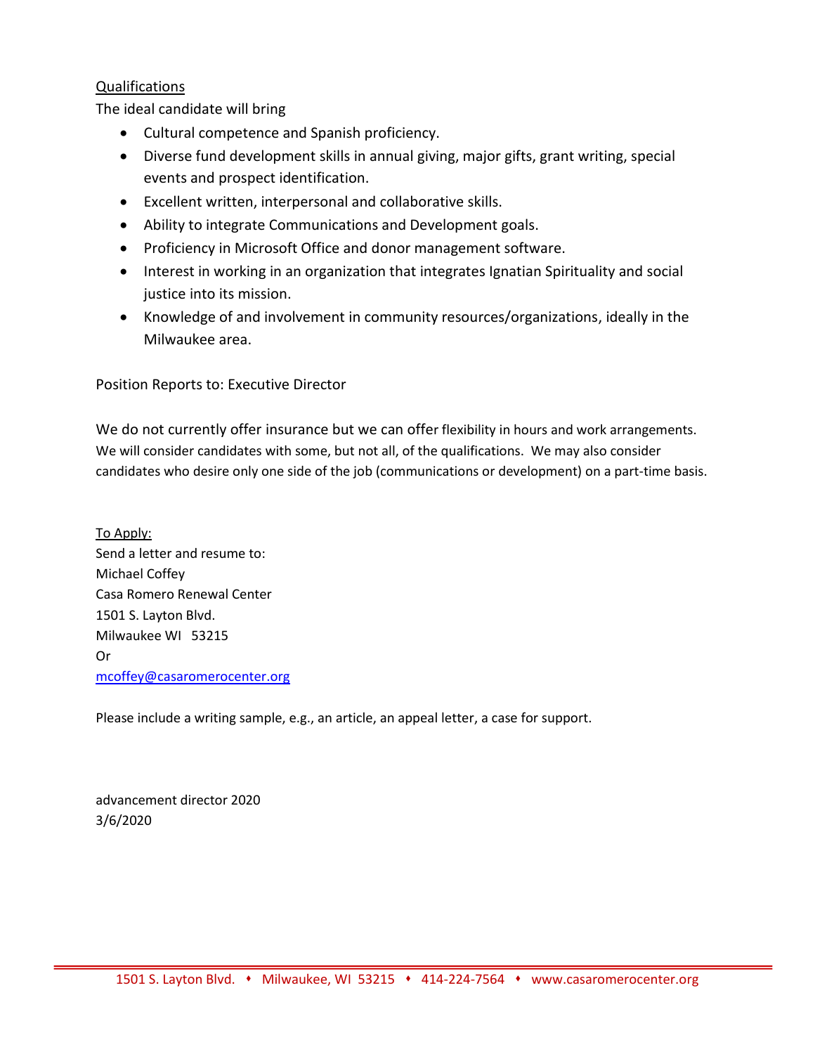<u>Qualifications</u>

The ideal candidate will bring

- Cultural competence and Spanish proficiency.
- Diverse fund development skills in annual giving, major gifts, grant writing, special events and prospect identification.
- Excellent written, interpersonal and collaborative skills.
- Ability to integrate Communications and Development goals.
- Proficiency in Microsoft Office and donor management software.
- Interest in working in an organization that integrates Ignatian Spirituality and social justice into its mission.
- Knowledge of and involvement in community resources/organizations, ideally in the Milwaukee area.

Position Reports to: Executive Director

We do not currently offer insurance but we can offer flexibility in hours and work arrangements. We will consider candidates with some, but not all, of the qualifications. We may also consider candidates who desire only one side of the job (communications or development) on a part-time basis.

<u>To Apply:</u>

Send a letter and resume to:
Michael Coffey
Casa Romero Renewal Center
1501 S. Layton Blvd.
Milwaukee WI 53215
Or
mcoffey@casaromerocenter.org

Please include a writing sample, e.g., an article, an appeal letter, a case for support.

advancement director 2020
3/6/2020